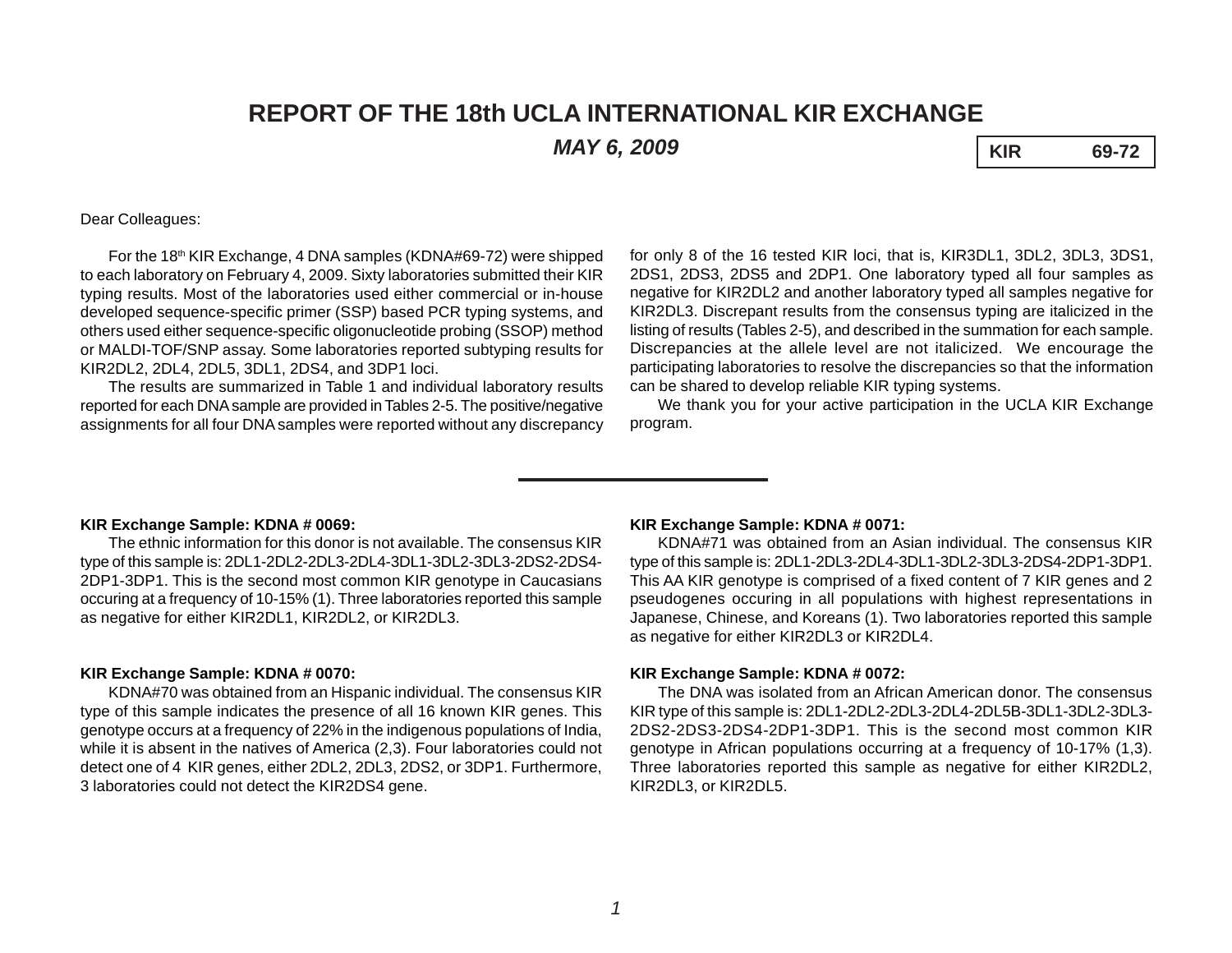# REPORT OF THE 18th UCLA INTERNATIONAL KIR EXCHANGE

***MAY 6, 2009***

**KIR 69-72**

Dear Colleagues:

For the 18th KIR Exchange, 4 DNA samples (KDNA#69-72) were shipped to each laboratory on February 4, 2009. Sixty laboratories submitted their KIR typing results. Most of the laboratories used either commercial or in-house developed sequence-specific primer (SSP) based PCR typing systems, and others used either sequence-specific oligonucleotide probing (SSOP) method or MALDI-TOF/SNP assay. Some laboratories reported subtyping results for KIR2DL2, 2DL4, 2DL5, 3DL1, 2DS4, and 3DP1 loci.

The results are summarized in Table 1 and individual laboratory results reported for each DNA sample are provided in Tables 2-5. The positive/negative assignments for all four DNA samples were reported without any discrepancy for only 8 of the 16 tested KIR loci, that is, KIR3DL1, 3DL2, 3DL3, 3DS1, 2DS1, 2DS3, 2DS5 and 2DP1. One laboratory typed all four samples as negative for KIR2DL2 and another laboratory typed all samples negative for KIR2DL3. Discrepant results from the consensus typing are italicized in the listing of results (Tables 2-5), and described in the summation for each sample. Discrepancies at the allele level are not italicized. We encourage the participating laboratories to resolve the discrepancies so that the information can be shared to develop reliable KIR typing systems.

We thank you for your active participation in the UCLA KIR Exchange program.

---

**KIR Exchange Sample: KDNA # 0069:**

The ethnic information for this donor is not available. The consensus KIR type of this sample is: 2DL1-2DL2-2DL3-2DL4-3DL1-3DL2-3DL3-2DS2-2DS4-2DP1-3DP1. This is the second most common KIR genotype in Caucasians occuring at a frequency of 10-15% (1). Three laboratories reported this sample as negative for either KIR2DL1, KIR2DL2, or KIR2DL3.

**KIR Exchange Sample: KDNA # 0070:**

KDNA#70 was obtained from an Hispanic individual. The consensus KIR type of this sample indicates the presence of all 16 known KIR genes. This genotype occurs at a frequency of 22% in the indigenous populations of India, while it is absent in the natives of America (2,3). Four laboratories could not detect one of 4 KIR genes, either 2DL2, 2DL3, 2DS2, or 3DP1. Furthermore, 3 laboratories could not detect the KIR2DS4 gene.

**KIR Exchange Sample: KDNA # 0071:**

KDNA#71 was obtained from an Asian individual. The consensus KIR type of this sample is: 2DL1-2DL3-2DL4-3DL1-3DL2-3DL3-2DS4-2DP1-3DP1. This AA KIR genotype is comprised of a fixed content of 7 KIR genes and 2 pseudogenes occuring in all populations with highest representations in Japanese, Chinese, and Koreans (1). Two laboratories reported this sample as negative for either KIR2DL3 or KIR2DL4.

**KIR Exchange Sample: KDNA # 0072:**

The DNA was isolated from an African American donor. The consensus KIR type of this sample is: 2DL1-2DL2-2DL3-2DL4-2DL5B-3DL1-3DL2-3DL3-2DS2-2DS3-2DS4-2DP1-3DP1. This is the second most common KIR genotype in African populations occurring at a frequency of 10-17% (1,3). Three laboratories reported this sample as negative for either KIR2DL2, KIR2DL3, or KIR2DL5.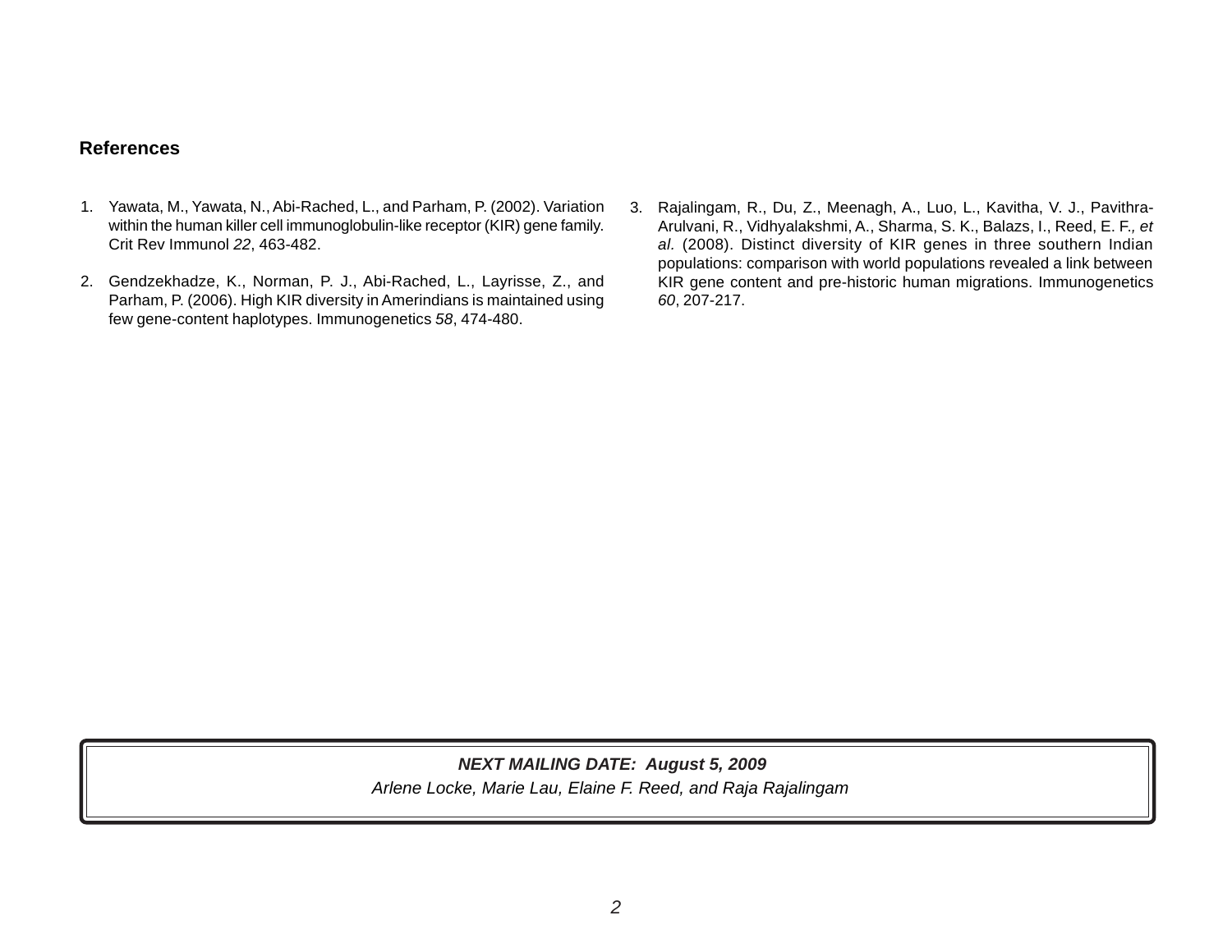## References

1. Yawata, M., Yawata, N., Abi-Rached, L., and Parham, P. (2002). Variation within the human killer cell immunoglobulin-like receptor (KIR) gene family. Crit Rev Immunol *22*, 463-482.

2. Gendzekhadze, K., Norman, P. J., Abi-Rached, L., Layrisse, Z., and Parham, P. (2006). High KIR diversity in Amerindians is maintained using few gene-content haplotypes. Immunogenetics *58*, 474-480.

3. Rajalingam, R., Du, Z., Meenagh, A., Luo, L., Kavitha, V. J., Pavithra-Arulvani, R., Vidhyalakshmi, A., Sharma, S. K., Balazs, I., Reed, E. F., *et al*. (2008). Distinct diversity of KIR genes in three southern Indian populations: comparison with world populations revealed a link between KIR gene content and pre-historic human migrations. Immunogenetics *60*, 207-217.

***NEXT MAILING DATE: August 5, 2009***

*Arlene Locke, Marie Lau, Elaine F. Reed, and Raja Rajalingam*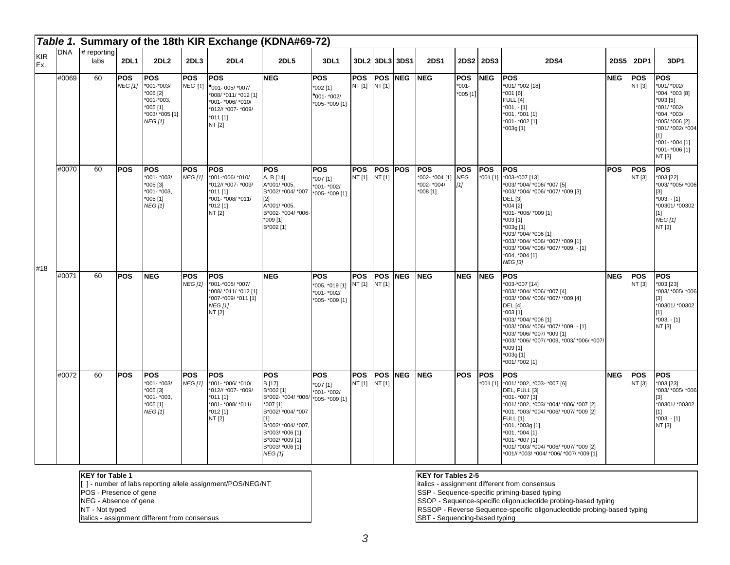## *Table 1.* Summary of the 18th KIR Exchange (KDNA#69-72)

| KIR Ex. | DNA | # reporting labs | 2DL1 | 2DL2 | 2DL3 | 2DL4 | 2DL5 | 3DL1 | 3DL2 | 3DL3 | 3DS1 | 2DS1 | 2DS2 | 2DS3 | 2DS4 | 2DS5 | 2DP1 | 3DP1 |
|---|---|---|---|---|---|---|---|---|---|---|---|---|---|---|---|---|---|---|
| #18 | #0069 | 60 | **POS** *NEG [1]* | **POS** *001-*003/ *005 [2] *001-*003, *005 [1] *003/ *005 [1] *NEG [1]* | **POS** *NEG [1]* | **POS** *001- 005/ *007/ *008/ *011/ *012 [1] *001- *006/ *010/ *012// *007- *009/ *011 [1] NT [2] | **NEG** | **POS** *002 [1] *001- *002/ *005- *009 [1] | **POS** NT [1] | **POS** NT [1] | **NEG** | **NEG** | **POS** *001- *005 [1] | **NEG** | **POS** *001/ *002 [18] *001 [6] FULL [4] *001, - [1] *001, *001 [1] *001- *002 [1] *003g [1] | **NEG** | **POS** NT [3] | **POS** *001/ *002/ *004, *003 [8] *003 [5] *001/ *002/ *004, *003/ *005/ *006 [2] *001/ *002/ *004 [1] *001- *004 [1] *001- *006 [1] NT [3] |
| | #0070 | 60 | **POS** | **POS** *001- *003/ *005 [3] *001- *003, *005 [1] *NEG [1]* | **POS** *NEG [1]* | **POS** *001-*006/ *010/ *012// *007- *009/ *011 [1] *001- *008/ *011/ *012 [1] NT [2] | **POS** A, B [14] A*001/ *005, B*002/ *004/ *007 [2] A*001/ *005, B*002- *004/ *006- *009 [1] B*002 [1] | **POS** *007 [1] *001- *002/ *005- *009 [1] | **POS** NT [1] | **POS** NT [1] | **POS** | **POS** *002- *004 [1] *002- *004/ *008 [1] | **POS** *NEG [1]* | **POS** *001 [1] | **POS** *003-*007 [13] *003/ *004/ *006/ *007 [5] *003/ *004/ *006/ *007/ *009 [3] DEL [3] *004 [2] *001- *006/ *009 [1] *003 [1] *003g [1] *003/ *004/ *006 [1] *003/ *004/ *006/ *007/ *009 [1] *003/ *004/ *006/ *007/ *009, - [1] *004, *004 [1] *NEG [3]* | **POS** | **POS** NT [3] | **POS** *003 [22] *003/ *005/ *006 [3] *003, - [1] *00301/ *00302 [1] *NEG [1]* NT [3] |
| | #0071 | 60 | **POS** | **NEG** | **POS** *NEG [1]* | **POS** *001-*005/ *007/ *008/ *011/ *012 [1] *007-*009/ *011 [1] *NEG [1]* NT [2] | **NEG** | **POS** *005, *019 [1] *001- *002/ *005- *009 [1] | **POS** NT [1] | **POS** NT [1] | **NEG** | **NEG** | **NEG** | **NEG** | **POS** *003-*007 [14] *003/ *004/ *006/ *007 [4] *003/ *004/ *006/ *007/ *009 [4] DEL [4] *003 [1] *003/ *004/ *006 [1] *003/ *004/ *006/ *007/ *009, - [1] *003/ *006/ *007/ *009 [1] *003/ *006/ *007/ *009, *003/ *006/ *007/ *009 [1] *003g [1] *001/ *002 [1] | **NEG** | **POS** NT [3] | **POS** *003 [23] *003/ *005/ *006 [3] *00301/ *00302 [1] *003, - [1] NT [3] |
| | #0072 | 60 | **POS** | **POS** *001- *003/ *005 [3] *001- *003, *005 [1] *NEG [1]* | **POS** *NEG [1]* | **POS** *001- *006/ *010/ *012// *007- *009/ *011 [1] *001- *008/ *011/ *012 [1] NT [2] | **POS** B [17] B*002 [1] B*002- *004/ *006/ *007 [1] B*002/ *004/ *007 [1] B*002/ *004/ *007, B*003/ *006 [1] B*002/ *009 [1] B*003/ *006 [1] *NEG [1]* | **POS** *007 [1] *001- *002/ *005- *009 [1] | **POS** NT [1] | **POS** NT [1] | **NEG** | **NEG** | **POS** | **POS** *001 [1] | **POS** *001/ *002, *003- *007 [6] DEL, FULL [3] *001- *007 [3] *001/ *002, *003/ *004/ *006/ *007 [2] *001, *003/ *004/ *006/ *007/ *009 [2] FULL [1] *001, *003g [1] *001, *004 [1] *001- *007 [1] *001/ *003/ *004/ *006/ *007/ *009 [2] *001// *003/ *004/ *006/ *007/ *009 [1] | **NEG** | **POS** NT [3] | **POS** *003 [23] *003/ *005/ *006 [3] *00301/ *00302 [1] *003, - [1] NT [3] |

**KEY for Table 1**
[ ] - number of labs reporting allele assignment/POS/NEG/NT
POS - Presence of gene
NEG - Absence of gene
NT - Not typed
italics - assignment different from consensus

**KEY for Tables 2-5**
italics - assignment different from consensus
SSP - Sequence-specific priming-based typing
SSOP - Sequence-specific oligonucleotide probing-based typing
RSSOP - Reverse Sequence-specific oligonucleotide probing-based typing
SBT - Sequencing-based typing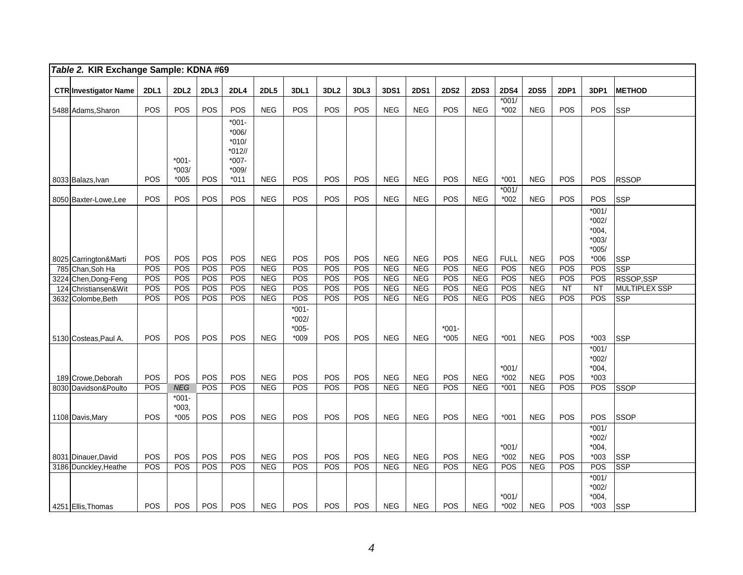*Table 2.* **KIR Exchange Sample: KDNA #69**

| CTR | Investigator Name | 2DL1 | 2DL2 | 2DL3 | 2DL4 | 2DL5 | 3DL1 | 3DL2 | 3DL3 | 3DS1 | 2DS1 | 2DS2 | 2DS3 | 2DS4 | 2DS5 | 2DP1 | 3DP1 | METHOD |
|---|---|---|---|---|---|---|---|---|---|---|---|---|---|---|---|---|---|---|
| 5488 | Adams,Sharon | POS | POS | POS | POS | NEG | POS | POS | POS | NEG | NEG | POS | NEG | *001/ *002 | NEG | POS | POS | SSP |
| 8033 | Balazs,Ivan | POS | *001- *003/ *005 | POS | *001- *006/ *010/ *012// *007- *009/ *011 | NEG | POS | POS | POS | NEG | NEG | POS | NEG | *001 | NEG | POS | POS | RSSOP |
| 8050 | Baxter-Lowe,Lee | POS | POS | POS | POS | NEG | POS | POS | POS | NEG | NEG | POS | NEG | *001/ *002 | NEG | POS | POS | SSP |
| 8025 | Carrington&Marti | POS | POS | POS | POS | NEG | POS | POS | POS | NEG | NEG | POS | NEG | FULL | NEG | POS | *001/ *002/ *004, *003/ *005/ *006 | SSP |
| 785 | Chan,Soh Ha | POS | POS | POS | POS | NEG | POS | POS | POS | NEG | NEG | POS | NEG | POS | NEG | POS | POS | SSP |
| 3224 | Chen,Dong-Feng | POS | POS | POS | POS | NEG | POS | POS | POS | NEG | NEG | POS | NEG | POS | NEG | POS | POS | RSSOP,SSP |
| 124 | Christiansen&Wit | POS | POS | POS | POS | NEG | POS | POS | POS | NEG | NEG | POS | NEG | POS | NEG | NT | NT | MULTIPLEX SSP |
| 3632 | Colombe,Beth | POS | POS | POS | POS | NEG | POS | POS | POS | NEG | NEG | POS | NEG | POS | NEG | POS | POS | SSP |
| 5130 | Costeas,Paul A. | POS | POS | POS | POS | NEG | *001- *002/ *005- *009 | POS | POS | NEG | NEG | *001- *005 | NEG | *001 | NEG | POS | *003 | SSP |
| 189 | Crowe,Deborah | POS | POS | POS | POS | NEG | POS | POS | POS | NEG | NEG | POS | NEG | *001/ *002 | NEG | POS | *001/ *002/ *004, *003 | |
| 8030 | Davidson&Poulto | POS | *NEG* | POS | POS | NEG | POS | POS | POS | NEG | NEG | POS | NEG | *001 | NEG | POS | POS | SSOP |
| 1108 | Davis,Mary | POS | *001- *003, *005 | POS | POS | NEG | POS | POS | POS | NEG | NEG | POS | NEG | *001 | NEG | POS | POS | SSOP |
| 8031 | Dinauer,David | POS | POS | POS | POS | NEG | POS | POS | POS | NEG | NEG | POS | NEG | *001/ *002 | NEG | POS | *001/ *002/ *004, *003 | SSP |
| 3186 | Dunckley,Heathe | POS | POS | POS | POS | NEG | POS | POS | POS | NEG | NEG | POS | NEG | POS | NEG | POS | POS | SSP |
| 4251 | Ellis,Thomas | POS | POS | POS | POS | NEG | POS | POS | POS | NEG | NEG | POS | NEG | *001/ *002 | NEG | POS | *001/ *002/ *004, *003 | SSP |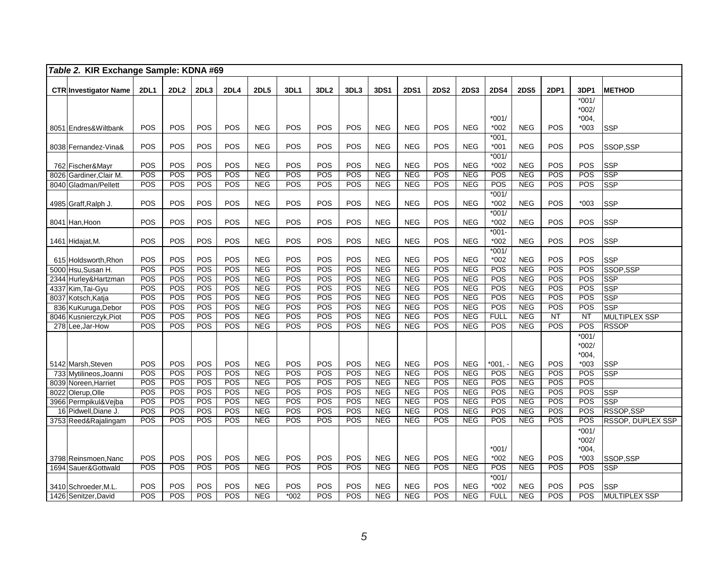| *Table 2.* **KIR Exchange Sample: KDNA #69** | | | | | | | | | | | | | | | | | | | |
|---|---|---|---|---|---|---|---|---|---|---|---|---|---|---|---|---|---|---|---|
| **CTR** | **Investigator Name** | **2DL1** | **2DL2** | **2DL3** | **2DL4** | **2DL5** | **3DL1** | **3DL2** | **3DL3** | **3DS1** | **2DS1** | **2DS2** | **2DS3** | **2DS4** | **2DS5** | **2DP1** | **3DP1** | **METHOD** |
| 8051 | Endres&Wiltbank | POS | POS | POS | POS | NEG | POS | POS | POS | NEG | NEG | POS | NEG | *001/ *002 | NEG | POS | *001/ *002/ *004, *003 | SSP |
| 8038 | Fernandez-Vina& | POS | POS | POS | POS | NEG | POS | POS | POS | NEG | NEG | POS | NEG | *001, *001 | NEG | POS | POS | SSOP,SSP |
| 762 | Fischer&Mayr | POS | POS | POS | POS | NEG | POS | POS | POS | NEG | NEG | POS | NEG | *001/ *002 | NEG | POS | POS | SSP |
| 8026 | Gardiner,Clair M. | POS | POS | POS | POS | NEG | POS | POS | POS | NEG | NEG | POS | NEG | POS | NEG | POS | POS | SSP |
| 8040 | Gladman/Pellett | POS | POS | POS | POS | NEG | POS | POS | POS | NEG | NEG | POS | NEG | POS | NEG | POS | POS | SSP |
| 4985 | Graff,Ralph J. | POS | POS | POS | POS | NEG | POS | POS | POS | NEG | NEG | POS | NEG | *001/ *002 | NEG | POS | *003 | SSP |
| 8041 | Han,Hoon | POS | POS | POS | POS | NEG | POS | POS | POS | NEG | NEG | POS | NEG | *001/ *002 | NEG | POS | POS | SSP |
| 1461 | Hidajat,M. | POS | POS | POS | POS | NEG | POS | POS | POS | NEG | NEG | POS | NEG | *001- *002 | NEG | POS | POS | SSP |
| 615 | Holdsworth,Rhon | POS | POS | POS | POS | NEG | POS | POS | POS | NEG | NEG | POS | NEG | *001/ *002 | NEG | POS | POS | SSP |
| 5000 | Hsu,Susan H. | POS | POS | POS | POS | NEG | POS | POS | POS | NEG | NEG | POS | NEG | POS | NEG | POS | POS | SSOP,SSP |
| 2344 | Hurley&Hartzman | POS | POS | POS | POS | NEG | POS | POS | POS | NEG | NEG | POS | NEG | POS | NEG | POS | POS | SSP |
| 4337 | Kim,Tai-Gyu | POS | POS | POS | POS | NEG | POS | POS | POS | NEG | NEG | POS | NEG | POS | NEG | POS | POS | SSP |
| 8037 | Kotsch,Katja | POS | POS | POS | POS | NEG | POS | POS | POS | NEG | NEG | POS | NEG | POS | NEG | POS | POS | SSP |
| 836 | KuKuruga,Debor | POS | POS | POS | POS | NEG | POS | POS | POS | NEG | NEG | POS | NEG | POS | NEG | POS | POS | SSP |
| 8046 | Kusnierczyk,Piot | POS | POS | POS | POS | NEG | POS | POS | POS | NEG | NEG | POS | NEG | FULL | NEG | NT | NT | MULTIPLEX SSP |
| 278 | Lee,Jar-How | POS | POS | POS | POS | NEG | POS | POS | POS | NEG | NEG | POS | NEG | POS | NEG | POS | POS | RSSOP |
| 5142 | Marsh,Steven | POS | POS | POS | POS | NEG | POS | POS | POS | NEG | NEG | POS | NEG | *001, - | NEG | POS | *001/ *002/ *004, *003 | SSP |
| 733 | Mytilineos,Joanni | POS | POS | POS | POS | NEG | POS | POS | POS | NEG | NEG | POS | NEG | POS | NEG | POS | POS | SSP |
| 8039 | Noreen,Harriet | POS | POS | POS | POS | NEG | POS | POS | POS | NEG | NEG | POS | NEG | POS | NEG | POS | POS | |
| 8022 | Olerup,Olle | POS | POS | POS | POS | NEG | POS | POS | POS | NEG | NEG | POS | NEG | POS | NEG | POS | POS | SSP |
| 3966 | Permpikul&Vejba | POS | POS | POS | POS | NEG | POS | POS | POS | NEG | NEG | POS | NEG | POS | NEG | POS | POS | SSP |
| 16 | Pidwell,Diane J. | POS | POS | POS | POS | NEG | POS | POS | POS | NEG | NEG | POS | NEG | POS | NEG | POS | POS | RSSOP,SSP |
| 3753 | Reed&Rajalingam | POS | POS | POS | POS | NEG | POS | POS | POS | NEG | NEG | POS | NEG | POS | NEG | POS | POS | RSSOP, DUPLEX SSP |
| 3798 | Reinsmoen,Nanc | POS | POS | POS | POS | NEG | POS | POS | POS | NEG | NEG | POS | NEG | *001/ *002 | NEG | POS | *001/ *002/ *004, *003 | SSOP,SSP |
| 1694 | Sauer&Gottwald | POS | POS | POS | POS | NEG | POS | POS | POS | NEG | NEG | POS | NEG | POS | NEG | POS | POS | SSP |
| 3410 | Schroeder,M.L. | POS | POS | POS | POS | NEG | POS | POS | POS | NEG | NEG | POS | NEG | *001/ *002 | NEG | POS | POS | SSP |
| 1426 | Senitzer,David | POS | POS | POS | POS | NEG | *002 | POS | POS | NEG | NEG | POS | NEG | FULL | NEG | POS | POS | MULTIPLEX SSP |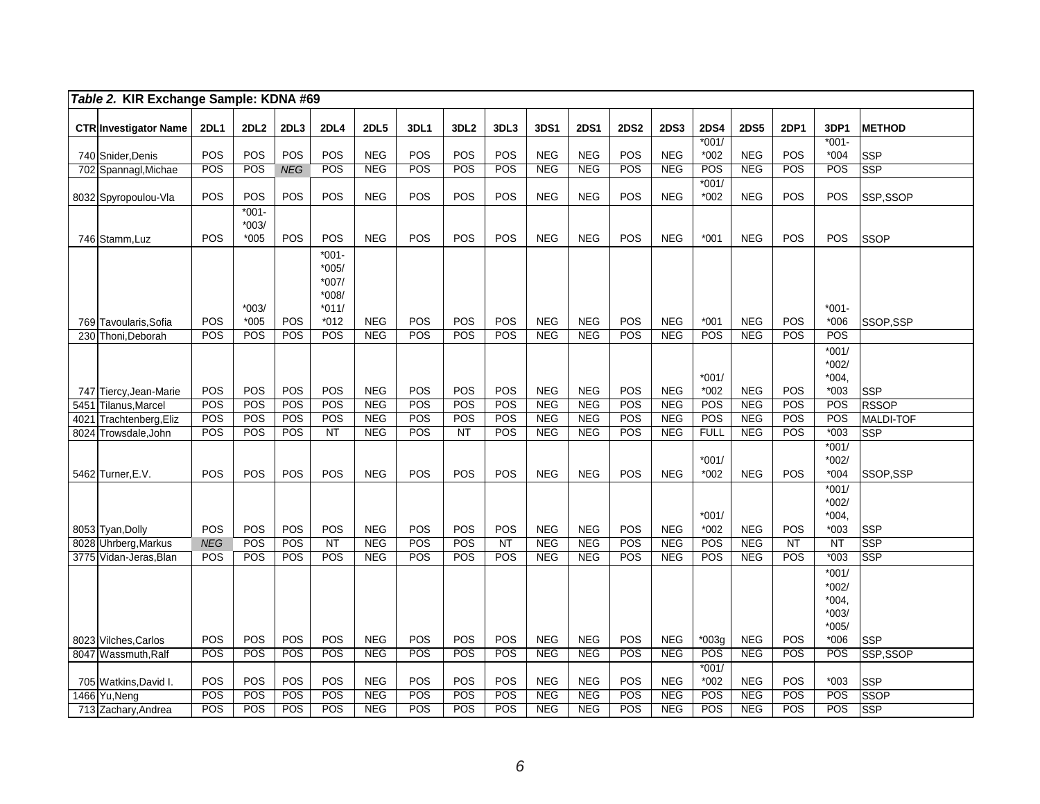*Table 2.* **KIR Exchange Sample: KDNA #69**

| CTR | Investigator Name | 2DL1 | 2DL2 | 2DL3 | 2DL4 | 2DL5 | 3DL1 | 3DL2 | 3DL3 | 3DS1 | 2DS1 | 2DS2 | 2DS3 | 2DS4 | 2DS5 | 2DP1 | 3DP1 | METHOD |
|---|---|---|---|---|---|---|---|---|---|---|---|---|---|---|---|---|---|---|
| 740 | Snider,Denis | POS | POS | POS | POS | NEG | POS | POS | POS | NEG | NEG | POS | NEG | *001/ *002 | NEG | POS | *001- *004 | SSP |
| 702 | Spannagl,Michae | POS | POS | *NEG* | POS | NEG | POS | POS | POS | NEG | NEG | POS | NEG | POS | NEG | POS | POS | SSP |
| 8032 | Spyropoulou-Vla | POS | POS | POS | POS | NEG | POS | POS | POS | NEG | NEG | POS | NEG | *001/ *002 | NEG | POS | POS | SSP,SSOP |
| 746 | Stamm,Luz | POS | *001- *003/ *005 | POS | POS | NEG | POS | POS | POS | NEG | NEG | POS | NEG | *001 | NEG | POS | POS | SSOP |
| 769 | Tavoularis,Sofia | POS | *003/ *005 | POS | *001- *005/ *007/ *008/ *011/ *012 | NEG | POS | POS | POS | NEG | NEG | POS | NEG | *001 | NEG | POS | *001- *006 | SSOP,SSP |
| 230 | Thoni,Deborah | POS | POS | POS | POS | NEG | POS | POS | POS | NEG | NEG | POS | NEG | POS | NEG | POS | POS | |
| 747 | Tiercy,Jean-Marie | POS | POS | POS | POS | NEG | POS | POS | POS | NEG | NEG | POS | NEG | *001/ *002 | NEG | POS | *001/ *002/ *004, *003 | SSP |
| 5451 | Tilanus,Marcel | POS | POS | POS | POS | NEG | POS | POS | POS | NEG | NEG | POS | NEG | POS | NEG | POS | POS | RSSOP |
| 4021 | Trachtenberg,Eliz | POS | POS | POS | POS | NEG | POS | POS | POS | NEG | NEG | POS | NEG | POS | NEG | POS | POS | MALDI-TOF |
| 8024 | Trowsdale,John | POS | POS | POS | NT | NEG | POS | NT | POS | NEG | NEG | POS | NEG | FULL | NEG | POS | *003 | SSP |
| 5462 | Turner,E.V. | POS | POS | POS | POS | NEG | POS | POS | POS | NEG | NEG | POS | NEG | *001/ *002 | NEG | POS | *001/ *002/ *004 | SSOP,SSP |
| 8053 | Tyan,Dolly | POS | POS | POS | POS | NEG | POS | POS | POS | NEG | NEG | POS | NEG | *001/ *002 | NEG | POS | *001/ *002/ *004, *003 | SSP |
| 8028 | Uhrberg,Markus | *NEG* | POS | POS | NT | NEG | POS | POS | NT | NEG | NEG | POS | NEG | POS | NEG | NT | NT | SSP |
| 3775 | Vidan-Jeras,Blan | POS | POS | POS | POS | NEG | POS | POS | POS | NEG | NEG | POS | NEG | POS | NEG | POS | *003 | SSP |
| 8023 | Vilches,Carlos | POS | POS | POS | POS | NEG | POS | POS | POS | NEG | NEG | POS | NEG | *003g | NEG | POS | *001/ *002/ *004, *003/ *005/ *006 | SSP |
| 8047 | Wassmuth,Ralf | POS | POS | POS | POS | NEG | POS | POS | POS | NEG | NEG | POS | NEG | POS | NEG | POS | POS | SSP,SSOP |
| 705 | Watkins,David I. | POS | POS | POS | POS | NEG | POS | POS | POS | NEG | NEG | POS | NEG | *001/ *002 | NEG | POS | *003 | SSP |
| 1466 | Yu,Neng | POS | POS | POS | POS | NEG | POS | POS | POS | NEG | NEG | POS | NEG | POS | NEG | POS | POS | SSOP |
| 713 | Zachary,Andrea | POS | POS | POS | POS | NEG | POS | POS | POS | NEG | NEG | POS | NEG | POS | NEG | POS | POS | SSP |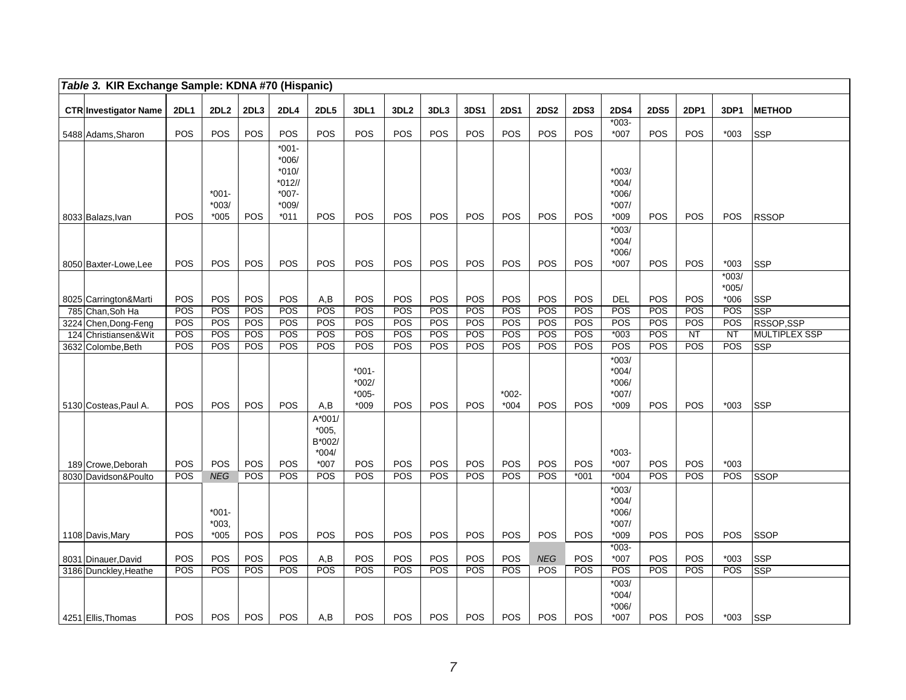*Table 3.* **KIR Exchange Sample: KDNA #70 (Hispanic)**

| CTR | Investigator Name | 2DL1 | 2DL2 | 2DL3 | 2DL4 | 2DL5 | 3DL1 | 3DL2 | 3DL3 | 3DS1 | 2DS1 | 2DS2 | 2DS3 | 2DS4 | 2DS5 | 2DP1 | 3DP1 | METHOD |
|---|---|---|---|---|---|---|---|---|---|---|---|---|---|---|---|---|---|---|
| 5488 | Adams,Sharon | POS | POS | POS | POS | POS | POS | POS | POS | POS | POS | POS | POS | *003-*007 | POS | POS | *003 | SSP |
| 8033 | Balazs,Ivan | POS | *001-*003/*005 | POS | *001-*006/*010/*012//*007-*009/*011 | POS | POS | POS | POS | POS | POS | POS | POS | *003/*004/*006/*007/*009 | POS | POS | POS | RSSOP |
| 8050 | Baxter-Lowe,Lee | POS | POS | POS | POS | POS | POS | POS | POS | POS | POS | POS | POS | *003/*004/*006/*007 | POS | POS | *003 | SSP |
| 8025 | Carrington&Marti | POS | POS | POS | POS | A,B | POS | POS | POS | POS | POS | POS | POS | DEL | POS | POS | *003/*005/*006 | SSP |
| 785 | Chan,Soh Ha | POS | POS | POS | POS | POS | POS | POS | POS | POS | POS | POS | POS | POS | POS | POS | POS | SSP |
| 3224 | Chen,Dong-Feng | POS | POS | POS | POS | POS | POS | POS | POS | POS | POS | POS | POS | POS | POS | POS | POS | RSSOP,SSP |
| 124 | Christiansen&Wit | POS | POS | POS | POS | POS | POS | POS | POS | POS | POS | POS | POS | *003 | POS | NT | NT | MULTIPLEX SSP |
| 3632 | Colombe,Beth | POS | POS | POS | POS | POS | POS | POS | POS | POS | POS | POS | POS | POS | POS | POS | POS | SSP |
| 5130 | Costeas,Paul A. | POS | POS | POS | POS | A,B | *001-*002/*005-*009 | POS | POS | POS | *002-*004 | POS | POS | *003/*004/*006/*007/*009 | POS | POS | *003 | SSP |
| 189 | Crowe,Deborah | POS | POS | POS | POS | A*001/*005, B*002/*004/*007 | POS | POS | POS | POS | POS | POS | POS | *003-*007 | POS | POS | *003 | |
| 8030 | Davidson&Poulto | POS | *NEG* | POS | POS | POS | POS | POS | POS | POS | POS | POS | *001 | *004 | POS | POS | POS | SSOP |
| 1108 | Davis,Mary | POS | *001-*003,*005 | POS | POS | POS | POS | POS | POS | POS | POS | POS | POS | *003/*004/*006/*007/*009 | POS | POS | POS | SSOP |
| 8031 | Dinauer,David | POS | POS | POS | POS | A,B | POS | POS | POS | POS | POS | *NEG* | POS | *003-*007 | POS | POS | *003 | SSP |
| 3186 | Dunckley,Heathe | POS | POS | POS | POS | POS | POS | POS | POS | POS | POS | POS | POS | POS | POS | POS | POS | SSP |
| 4251 | Ellis,Thomas | POS | POS | POS | POS | A,B | POS | POS | POS | POS | POS | POS | POS | *003/*004/*006/*007 | POS | POS | *003 | SSP |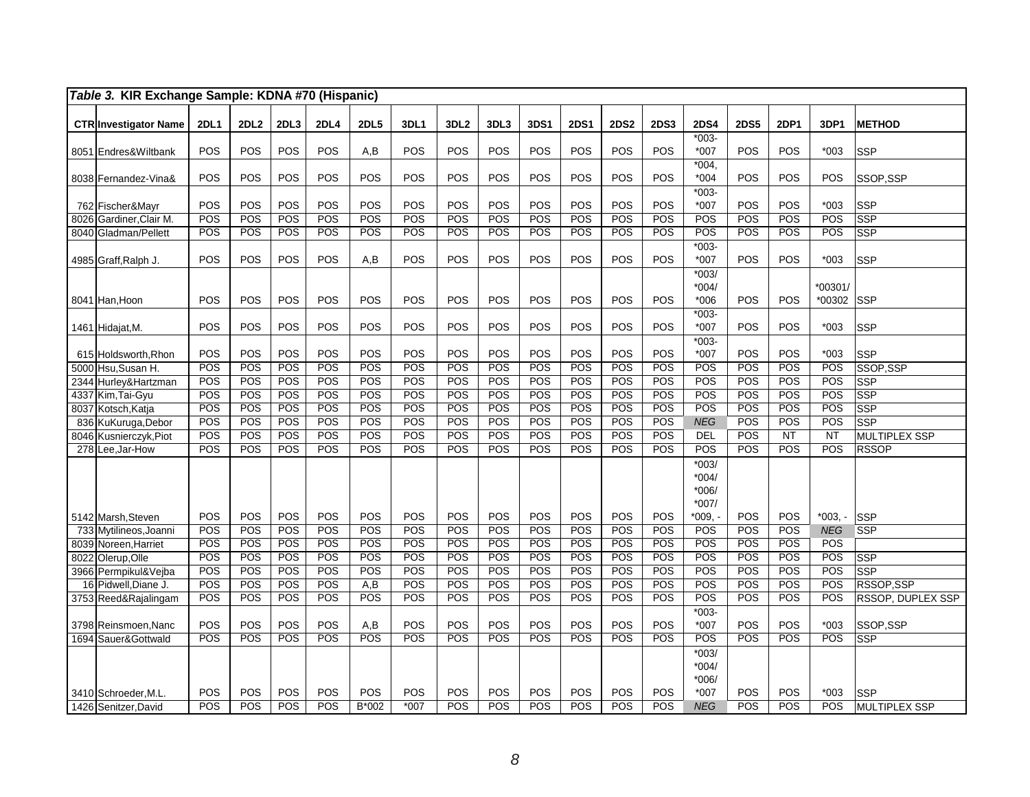*Table 3.* **KIR Exchange Sample: KDNA #70 (Hispanic)**

| CTR | Investigator Name | 2DL1 | 2DL2 | 2DL3 | 2DL4 | 2DL5 | 3DL1 | 3DL2 | 3DL3 | 3DS1 | 2DS1 | 2DS2 | 2DS3 | 2DS4 | 2DS5 | 2DP1 | 3DP1 | METHOD |
|---|---|---|---|---|---|---|---|---|---|---|---|---|---|---|---|---|---|---|
| 8051 | Endres&Wiltbank | POS | POS | POS | POS | A,B | POS | POS | POS | POS | POS | POS | POS | *003-*007 | POS | POS | *003 | SSP |
| 8038 | Fernandez-Vina& | POS | POS | POS | POS | POS | POS | POS | POS | POS | POS | POS | POS | *004, *004 | POS | POS | POS | SSOP,SSP |
| 762 | Fischer&Mayr | POS | POS | POS | POS | POS | POS | POS | POS | POS | POS | POS | POS | *003-*007 | POS | POS | *003 | SSP |
| 8026 | Gardiner,Clair M. | POS | POS | POS | POS | POS | POS | POS | POS | POS | POS | POS | POS | POS | POS | POS | POS | SSP |
| 8040 | Gladman/Pellett | POS | POS | POS | POS | POS | POS | POS | POS | POS | POS | POS | POS | POS | POS | POS | POS | SSP |
| 4985 | Graff,Ralph J. | POS | POS | POS | POS | A,B | POS | POS | POS | POS | POS | POS | POS | *003-*007 | POS | POS | *003 | SSP |
| 8041 | Han,Hoon | POS | POS | POS | POS | POS | POS | POS | POS | POS | POS | POS | POS | *003/*004/*006 | POS | POS | *00301/*00302 | SSP |
| 1461 | Hidajat,M. | POS | POS | POS | POS | POS | POS | POS | POS | POS | POS | POS | POS | *003-*007 | POS | POS | *003 | SSP |
| 615 | Holdsworth,Rhon | POS | POS | POS | POS | POS | POS | POS | POS | POS | POS | POS | POS | *003-*007 | POS | POS | *003 | SSP |
| 5000 | Hsu,Susan H. | POS | POS | POS | POS | POS | POS | POS | POS | POS | POS | POS | POS | POS | POS | POS | POS | SSOP,SSP |
| 2344 | Hurley&Hartzman | POS | POS | POS | POS | POS | POS | POS | POS | POS | POS | POS | POS | POS | POS | POS | POS | SSP |
| 4337 | Kim,Tai-Gyu | POS | POS | POS | POS | POS | POS | POS | POS | POS | POS | POS | POS | POS | POS | POS | POS | SSP |
| 8037 | Kotsch,Katja | POS | POS | POS | POS | POS | POS | POS | POS | POS | POS | POS | POS | POS | POS | POS | POS | SSP |
| 836 | KuKuruga,Debor | POS | POS | POS | POS | POS | POS | POS | POS | POS | POS | POS | POS | *NEG* | POS | POS | POS | SSP |
| 8046 | Kusnierczyk,Piot | POS | POS | POS | POS | POS | POS | POS | POS | POS | POS | POS | POS | DEL | POS | NT | NT | MULTIPLEX SSP |
| 278 | Lee,Jar-How | POS | POS | POS | POS | POS | POS | POS | POS | POS | POS | POS | POS | POS | POS | POS | POS | RSSOP |
| 5142 | Marsh,Steven | POS | POS | POS | POS | POS | POS | POS | POS | POS | POS | POS | POS | *003/*004/*006/*007/*009, - | POS | POS | *003, - | SSP |
| 733 | Mytilineos,Joanni | POS | POS | POS | POS | POS | POS | POS | POS | POS | POS | POS | POS | POS | POS | POS | *NEG* | SSP |
| 8039 | Noreen,Harriet | POS | POS | POS | POS | POS | POS | POS | POS | POS | POS | POS | POS | POS | POS | POS | POS | |
| 8022 | Olerup,Olle | POS | POS | POS | POS | POS | POS | POS | POS | POS | POS | POS | POS | POS | POS | POS | POS | SSP |
| 3966 | Permpikul&Vejba | POS | POS | POS | POS | POS | POS | POS | POS | POS | POS | POS | POS | POS | POS | POS | POS | SSP |
| 16 | Pidwell,Diane J. | POS | POS | POS | POS | A,B | POS | POS | POS | POS | POS | POS | POS | POS | POS | POS | POS | RSSOP,SSP |
| 3753 | Reed&Rajalingam | POS | POS | POS | POS | POS | POS | POS | POS | POS | POS | POS | POS | POS | POS | POS | POS | RSSOP, DUPLEX SSP |
| 3798 | Reinsmoen,Nanc | POS | POS | POS | POS | A,B | POS | POS | POS | POS | POS | POS | POS | *003-*007 | POS | POS | *003 | SSOP,SSP |
| 1694 | Sauer&Gottwald | POS | POS | POS | POS | POS | POS | POS | POS | POS | POS | POS | POS | POS | POS | POS | POS | SSP |
| 3410 | Schroeder,M.L. | POS | POS | POS | POS | POS | POS | POS | POS | POS | POS | POS | POS | *003/*004/*006/*007 | POS | POS | *003 | SSP |
| 1426 | Senitzer,David | POS | POS | POS | POS | B*002 | *007 | POS | POS | POS | POS | POS | POS | *NEG* | POS | POS | POS | MULTIPLEX SSP |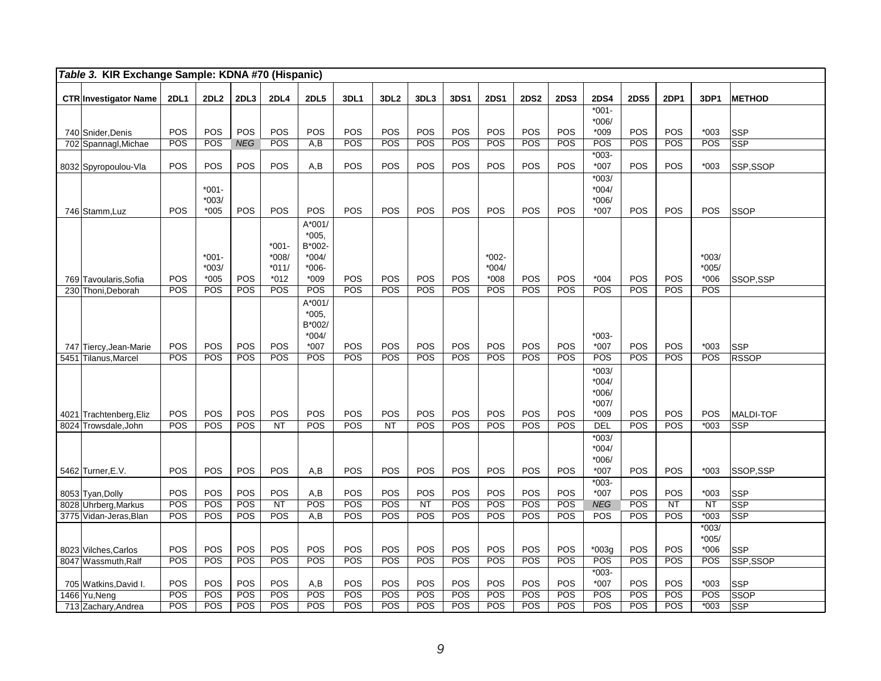**Table 3. KIR Exchange Sample: KDNA #70 (Hispanic)**

| CTR | Investigator Name | 2DL1 | 2DL2 | 2DL3 | 2DL4 | 2DL5 | 3DL1 | 3DL2 | 3DL3 | 3DS1 | 2DS1 | 2DS2 | 2DS3 | 2DS4 | 2DS5 | 2DP1 | 3DP1 | METHOD |
|---|---|---|---|---|---|---|---|---|---|---|---|---|---|---|---|---|---|---|
| 740 | Snider,Denis | POS | POS | POS | POS | POS | POS | POS | POS | POS | POS | POS | POS | *001- *006/ *009 | POS | POS | *003 | SSP |
| 702 | Spannagl,Michae | POS | POS | *NEG* | POS | A,B | POS | POS | POS | POS | POS | POS | POS | POS | POS | POS | POS | SSP |
| 8032 | Spyropoulou-Vla | POS | POS | POS | POS | A,B | POS | POS | POS | POS | POS | POS | POS | *003- *007 | POS | POS | *003 | SSP,SSOP |
| 746 | Stamm,Luz | POS | *001- *003/ *005 | POS | POS | POS | POS | POS | POS | POS | POS | POS | POS | *003/ *004/ *006/ *007 | POS | POS | POS | SSOP |
| 769 | Tavoularis,Sofia | POS | *001- *003/ *005 | POS | *001- *008/ *011/ *012 | A*001/ *005, B*002- *004/ *006- *009 | POS | POS | POS | POS | *002- *004/ *008 | POS | POS | *004 | POS | POS | *003/ *005/ *006 | SSOP,SSP |
| 230 | Thoni,Deborah | POS | POS | POS | POS | POS | POS | POS | POS | POS | POS | POS | POS | POS | POS | POS | POS | |
| 747 | Tiercy,Jean-Marie | POS | POS | POS | POS | A*001/ *005, B*002/ *004/ *007 | POS | POS | POS | POS | POS | POS | POS | *003- *007 | POS | POS | *003 | SSP |
| 5451 | Tilanus,Marcel | POS | POS | POS | POS | POS | POS | POS | POS | POS | POS | POS | POS | POS | POS | POS | POS | RSSOP |
| 4021 | Trachtenberg,Eliz | POS | POS | POS | POS | POS | POS | POS | POS | POS | POS | POS | POS | *003/ *004/ *006/ *007/ *009 | POS | POS | POS | MALDI-TOF |
| 8024 | Trowsdale,John | POS | POS | POS | NT | POS | POS | NT | POS | POS | POS | POS | POS | DEL | POS | POS | *003 | SSP |
| 5462 | Turner,E.V. | POS | POS | POS | POS | A,B | POS | POS | POS | POS | POS | POS | POS | *003/ *004/ *006/ *007 | POS | POS | *003 | SSOP,SSP |
| 8053 | Tyan,Dolly | POS | POS | POS | POS | A,B | POS | POS | POS | POS | POS | POS | POS | *003- *007 | POS | POS | *003 | SSP |
| 8028 | Uhrberg,Markus | POS | POS | POS | NT | POS | POS | POS | NT | POS | POS | POS | POS | *NEG* | POS | NT | NT | SSP |
| 3775 | Vidan-Jeras,Blan | POS | POS | POS | POS | A,B | POS | POS | POS | POS | POS | POS | POS | POS | POS | POS | *003 | SSP |
| 8023 | Vilches,Carlos | POS | POS | POS | POS | POS | POS | POS | POS | POS | POS | POS | POS | *003g | POS | POS | *003/ *005/ *006 | SSP |
| 8047 | Wassmuth,Ralf | POS | POS | POS | POS | POS | POS | POS | POS | POS | POS | POS | POS | POS | POS | POS | POS | SSP,SSOP |
| 705 | Watkins,David I. | POS | POS | POS | POS | A,B | POS | POS | POS | POS | POS | POS | POS | *003- *007 | POS | POS | *003 | SSP |
| 1466 | Yu,Neng | POS | POS | POS | POS | POS | POS | POS | POS | POS | POS | POS | POS | POS | POS | POS | POS | SSOP |
| 713 | Zachary,Andrea | POS | POS | POS | POS | POS | POS | POS | POS | POS | POS | POS | POS | POS | POS | POS | *003 | SSP |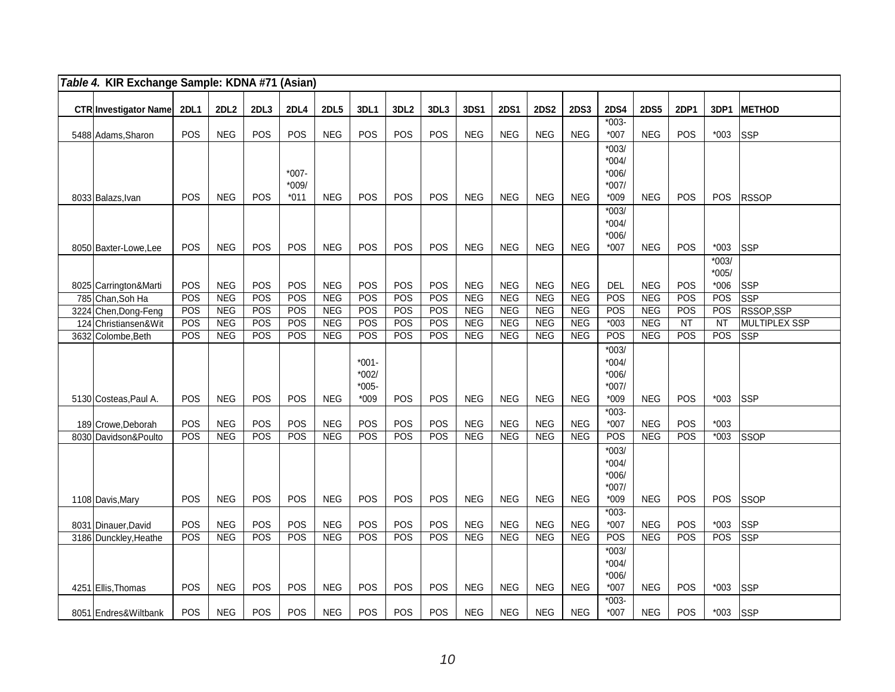**Table 4. KIR Exchange Sample: KDNA #71 (Asian)**

| CTR | Investigator Name | 2DL1 | 2DL2 | 2DL3 | 2DL4 | 2DL5 | 3DL1 | 3DL2 | 3DL3 | 3DS1 | 2DS1 | 2DS2 | 2DS3 | 2DS4 | 2DS5 | 2DP1 | 3DP1 | METHOD |
|---|---|---|---|---|---|---|---|---|---|---|---|---|---|---|---|---|---|---|
| 5488 | Adams,Sharon | POS | NEG | POS | POS | NEG | POS | POS | POS | NEG | NEG | NEG | NEG | *003-*007 | NEG | POS | *003 | SSP |
| 8033 | Balazs,Ivan | POS | NEG | POS | *007-*009/*011 | NEG | POS | POS | POS | NEG | NEG | NEG | NEG | *003/*004/*006/*007/*009 | NEG | POS | POS | RSSOP |
| 8050 | Baxter-Lowe,Lee | POS | NEG | POS | POS | NEG | POS | POS | POS | NEG | NEG | NEG | NEG | *003/*004/*006/*007 | NEG | POS | *003 | SSP |
| 8025 | Carrington&Marti | POS | NEG | POS | POS | NEG | POS | POS | POS | NEG | NEG | NEG | NEG | DEL | NEG | POS | *003/*005/*006 | SSP |
| 785 | Chan,Soh Ha | POS | NEG | POS | POS | NEG | POS | POS | POS | NEG | NEG | NEG | NEG | POS | NEG | POS | POS | SSP |
| 3224 | Chen,Dong-Feng | POS | NEG | POS | POS | NEG | POS | POS | POS | NEG | NEG | NEG | NEG | POS | NEG | POS | POS | RSSOP,SSP |
| 124 | Christiansen&Wit | POS | NEG | POS | POS | NEG | POS | POS | POS | NEG | NEG | NEG | NEG | *003 | NEG | NT | NT | MULTIPLEX SSP |
| 3632 | Colombe,Beth | POS | NEG | POS | POS | NEG | POS | POS | POS | NEG | NEG | NEG | NEG | POS | NEG | POS | POS | SSP |
| 5130 | Costeas,Paul A. | POS | NEG | POS | POS | NEG | *001-*002/*005-*009 | POS | POS | NEG | NEG | NEG | NEG | *003/*004/*006/*007/*009 | NEG | POS | *003 | SSP |
| 189 | Crowe,Deborah | POS | NEG | POS | POS | NEG | POS | POS | POS | NEG | NEG | NEG | NEG | *003-*007 | NEG | POS | *003 | |
| 8030 | Davidson&Poulto | POS | NEG | POS | POS | NEG | POS | POS | POS | NEG | NEG | NEG | NEG | POS | NEG | POS | *003 | SSOP |
| 1108 | Davis,Mary | POS | NEG | POS | POS | NEG | POS | POS | POS | NEG | NEG | NEG | NEG | *003/*004/*006/*007/*009 | NEG | POS | POS | SSOP |
| 8031 | Dinauer,David | POS | NEG | POS | POS | NEG | POS | POS | POS | NEG | NEG | NEG | NEG | *003-*007 | NEG | POS | *003 | SSP |
| 3186 | Dunckley,Heathe | POS | NEG | POS | POS | NEG | POS | POS | POS | NEG | NEG | NEG | NEG | POS | NEG | POS | POS | SSP |
| 4251 | Ellis,Thomas | POS | NEG | POS | POS | NEG | POS | POS | POS | NEG | NEG | NEG | NEG | *003/*004/*006/*007 | NEG | POS | *003 | SSP |
| 8051 | Endres&Wiltbank | POS | NEG | POS | POS | NEG | POS | POS | POS | NEG | NEG | NEG | NEG | *003-*007 | NEG | POS | *003 | SSP |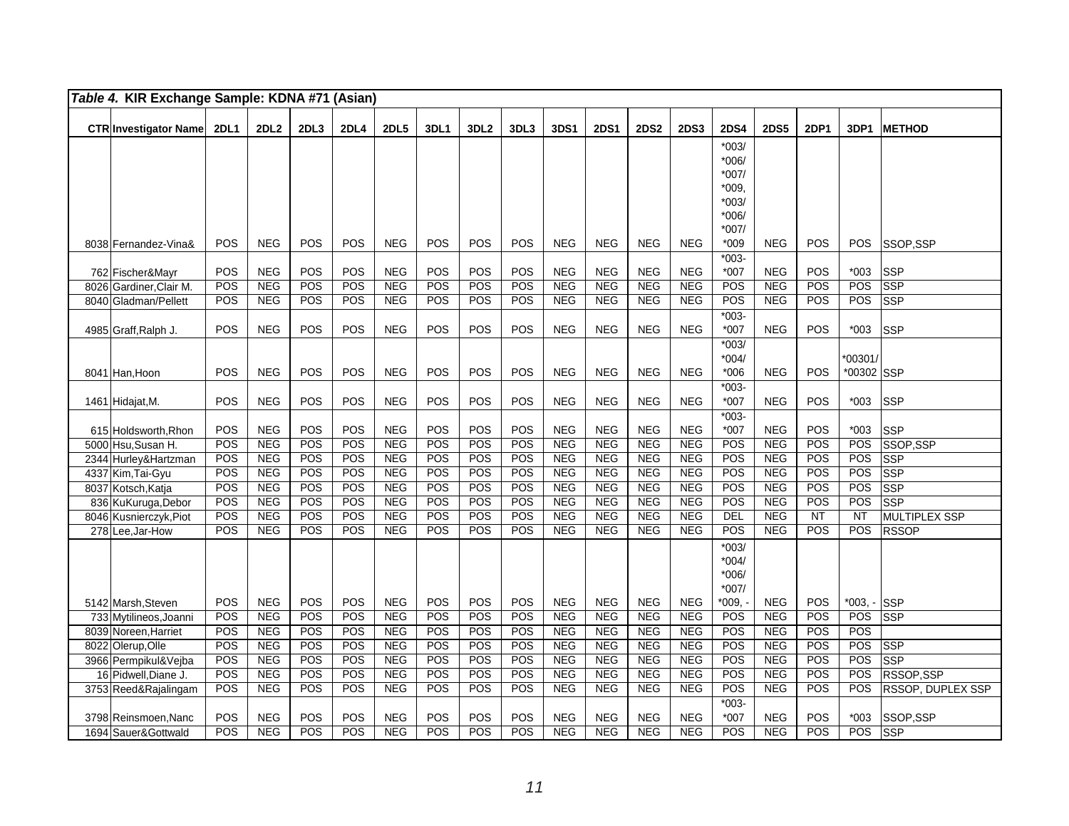| CTR | Investigator Name | 2DL1 | 2DL2 | 2DL3 | 2DL4 | 2DL5 | 3DL1 | 3DL2 | 3DL3 | 3DS1 | 2DS1 | 2DS2 | 2DS3 | 2DS4 | 2DS5 | 2DP1 | 3DP1 | METHOD |
|---|---|---|---|---|---|---|---|---|---|---|---|---|---|---|---|---|---|---|
| 8038 | Fernandez-Vina& | POS | NEG | POS | POS | NEG | POS | POS | POS | NEG | NEG | NEG | NEG | *003/ *006/ *007/ *009, *003/ *006/ *007/ *009 | NEG | POS | POS | SSOP,SSP |
| 762 | Fischer&Mayr | POS | NEG | POS | POS | NEG | POS | POS | POS | NEG | NEG | NEG | NEG | *003- *007 | NEG | POS | *003 | SSP |
| 8026 | Gardiner,Clair M. | POS | NEG | POS | POS | NEG | POS | POS | POS | NEG | NEG | NEG | NEG | POS | NEG | POS | POS | SSP |
| 8040 | Gladman/Pellett | POS | NEG | POS | POS | NEG | POS | POS | POS | NEG | NEG | NEG | NEG | POS | NEG | POS | POS | SSP |
| 4985 | Graff,Ralph J. | POS | NEG | POS | POS | NEG | POS | POS | POS | NEG | NEG | NEG | NEG | *003- *007 | NEG | POS | *003 | SSP |
| 8041 | Han,Hoon | POS | NEG | POS | POS | NEG | POS | POS | POS | NEG | NEG | NEG | NEG | *003/ *004/ *006 | NEG | POS | *00301/ *00302 | SSP |
| 1461 | Hidajat,M. | POS | NEG | POS | POS | NEG | POS | POS | POS | NEG | NEG | NEG | NEG | *003- *007 | NEG | POS | *003 | SSP |
| 615 | Holdsworth,Rhon | POS | NEG | POS | POS | NEG | POS | POS | POS | NEG | NEG | NEG | NEG | *003- *007 | NEG | POS | *003 | SSP |
| 5000 | Hsu,Susan H. | POS | NEG | POS | POS | NEG | POS | POS | POS | NEG | NEG | NEG | NEG | POS | NEG | POS | POS | SSOP,SSP |
| 2344 | Hurley&Hartzman | POS | NEG | POS | POS | NEG | POS | POS | POS | NEG | NEG | NEG | NEG | POS | NEG | POS | POS | SSP |
| 4337 | Kim,Tai-Gyu | POS | NEG | POS | POS | NEG | POS | POS | POS | NEG | NEG | NEG | NEG | POS | NEG | POS | POS | SSP |
| 8037 | Kotsch,Katja | POS | NEG | POS | POS | NEG | POS | POS | POS | NEG | NEG | NEG | NEG | POS | NEG | POS | POS | SSP |
| 836 | KuKuruga,Debor | POS | NEG | POS | POS | NEG | POS | POS | POS | NEG | NEG | NEG | NEG | POS | NEG | POS | POS | SSP |
| 8046 | Kusnierczyk,Piot | POS | NEG | POS | POS | NEG | POS | POS | POS | NEG | NEG | NEG | NEG | DEL | NEG | NT | NT | MULTIPLEX SSP |
| 278 | Lee,Jar-How | POS | NEG | POS | POS | NEG | POS | POS | POS | NEG | NEG | NEG | NEG | POS | NEG | POS | POS | RSSOP |
| 5142 | Marsh,Steven | POS | NEG | POS | POS | NEG | POS | POS | POS | NEG | NEG | NEG | NEG | *003/ *004/ *006/ *007/ *009, - | NEG | POS | *003, - | SSP |
| 733 | Mytilineos,Joanni | POS | NEG | POS | POS | NEG | POS | POS | POS | NEG | NEG | NEG | NEG | POS | NEG | POS | POS | SSP |
| 8039 | Noreen,Harriet | POS | NEG | POS | POS | NEG | POS | POS | POS | NEG | NEG | NEG | NEG | POS | NEG | POS | POS | |
| 8022 | Olerup,Olle | POS | NEG | POS | POS | NEG | POS | POS | POS | NEG | NEG | NEG | NEG | POS | NEG | POS | POS | SSP |
| 3966 | Permpikul&Vejba | POS | NEG | POS | POS | NEG | POS | POS | POS | NEG | NEG | NEG | NEG | POS | NEG | POS | POS | SSP |
| 16 | Pidwell,Diane J. | POS | NEG | POS | POS | NEG | POS | POS | POS | NEG | NEG | NEG | NEG | POS | NEG | POS | POS | RSSOP,SSP |
| 3753 | Reed&Rajalingam | POS | NEG | POS | POS | NEG | POS | POS | POS | NEG | NEG | NEG | NEG | POS | NEG | POS | POS | RSSOP, DUPLEX SSP |
| 3798 | Reinsmoen,Nanc | POS | NEG | POS | POS | NEG | POS | POS | POS | NEG | NEG | NEG | NEG | *003- *007 | NEG | POS | *003 | SSOP,SSP |
| 1694 | Sauer&Gottwald | POS | NEG | POS | POS | NEG | POS | POS | POS | NEG | NEG | NEG | NEG | POS | NEG | POS | POS | SSP |

*Table 4.* **KIR Exchange Sample: KDNA #71 (Asian)**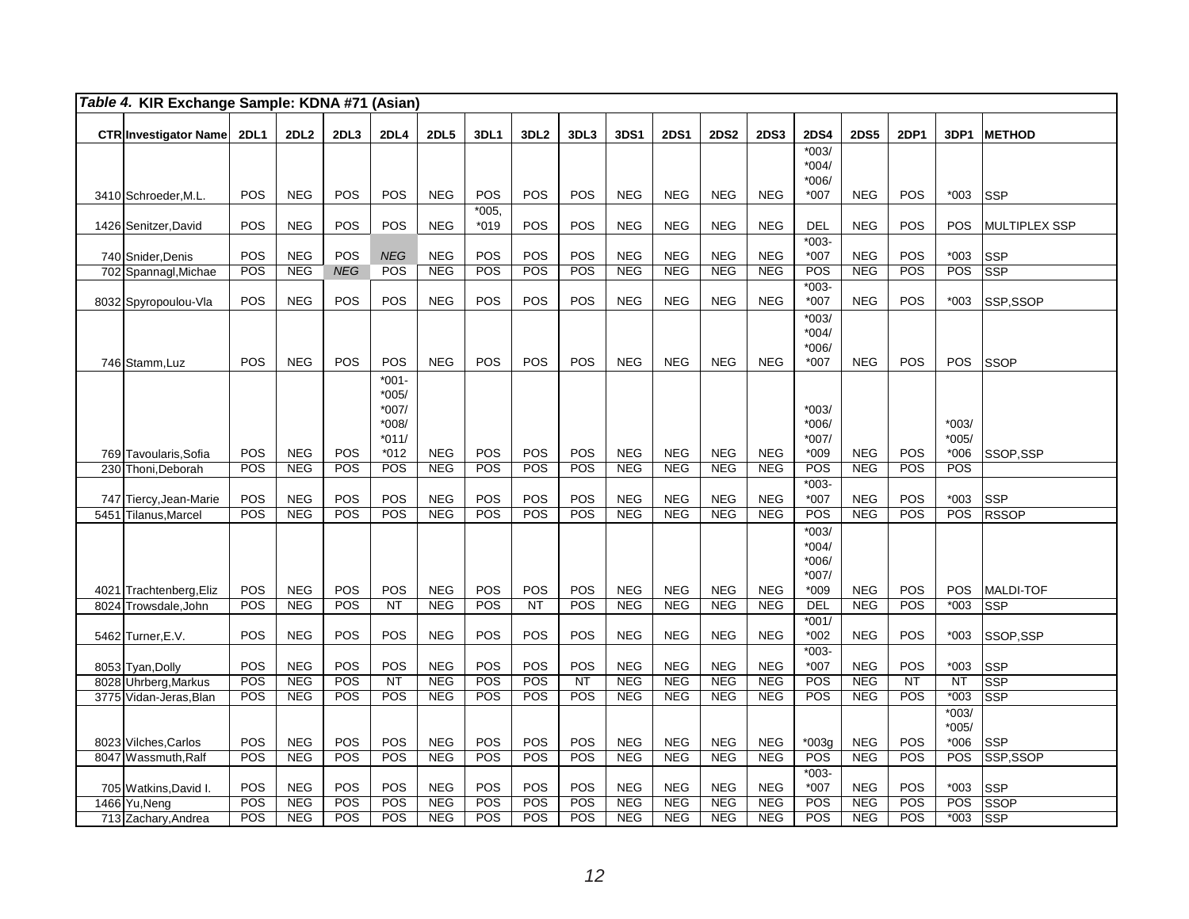*Table 4.* **KIR Exchange Sample: KDNA #71 (Asian)**

| CTR | Investigator Name | 2DL1 | 2DL2 | 2DL3 | 2DL4 | 2DL5 | 3DL1 | 3DL2 | 3DL3 | 3DS1 | 2DS1 | 2DS2 | 2DS3 | 2DS4 | 2DS5 | 2DP1 | 3DP1 | METHOD |
|---|---|---|---|---|---|---|---|---|---|---|---|---|---|---|---|---|---|---|
| 3410 | Schroeder,M.L. | POS | NEG | POS | POS | NEG | POS | POS | POS | NEG | NEG | NEG | NEG | *003/ *004/ *006/ *007 | NEG | POS | *003 | SSP |
| 1426 | Senitzer,David | POS | NEG | POS | POS | NEG | *005, *019 | POS | POS | NEG | NEG | NEG | NEG | DEL | NEG | POS | POS | MULTIPLEX SSP |
| 740 | Snider,Denis | POS | NEG | POS | *NEG* | NEG | POS | POS | POS | NEG | NEG | NEG | NEG | *003- *007 | NEG | POS | *003 | SSP |
| 702 | Spannagl,Michae | POS | NEG | *NEG* | POS | NEG | POS | POS | POS | NEG | NEG | NEG | NEG | POS | NEG | POS | POS | SSP |
| 8032 | Spyropoulou-Vla | POS | NEG | POS | POS | NEG | POS | POS | POS | NEG | NEG | NEG | NEG | *003- *007 | NEG | POS | *003 | SSP,SSOP |
| 746 | Stamm,Luz | POS | NEG | POS | POS | NEG | POS | POS | POS | NEG | NEG | NEG | NEG | *003/ *004/ *006/ *007 | NEG | POS | POS | SSOP |
| 769 | Tavoularis,Sofia | POS | NEG | POS | *001- *005/ *007/ *008/ *011/ *012 | NEG | POS | POS | POS | NEG | NEG | NEG | NEG | *003/ *006/ *007/ *009 | NEG | POS | *003/ *005/ *006 | SSOP,SSP |
| 230 | Thoni,Deborah | POS | NEG | POS | POS | NEG | POS | POS | POS | NEG | NEG | NEG | NEG | POS | NEG | POS | POS | |
| 747 | Tiercy,Jean-Marie | POS | NEG | POS | POS | NEG | POS | POS | POS | NEG | NEG | NEG | NEG | *003- *007 | NEG | POS | *003 | SSP |
| 5451 | Tilanus,Marcel | POS | NEG | POS | POS | NEG | POS | POS | POS | NEG | NEG | NEG | NEG | POS | NEG | POS | POS | RSSOP |
| 4021 | Trachtenberg,Eliz | POS | NEG | POS | POS | NEG | POS | POS | POS | NEG | NEG | NEG | NEG | *003/ *004/ *006/ *007/ *009 | NEG | POS | POS | MALDI-TOF |
| 8024 | Trowsdale,John | POS | NEG | POS | NT | NEG | POS | NT | POS | NEG | NEG | NEG | NEG | DEL | NEG | POS | *003 | SSP |
| 5462 | Turner,E.V. | POS | NEG | POS | POS | NEG | POS | POS | POS | NEG | NEG | NEG | NEG | *001/ *002 | NEG | POS | *003 | SSOP,SSP |
| 8053 | Tyan,Dolly | POS | NEG | POS | POS | NEG | POS | POS | POS | NEG | NEG | NEG | NEG | *003- *007 | NEG | POS | *003 | SSP |
| 8028 | Uhrberg,Markus | POS | NEG | POS | NT | NEG | POS | POS | NT | NEG | NEG | NEG | NEG | POS | NEG | NT | NT | SSP |
| 3775 | Vidan-Jeras,Blan | POS | NEG | POS | POS | NEG | POS | POS | POS | NEG | NEG | NEG | NEG | POS | NEG | POS | *003 | SSP |
| 8023 | Vilches,Carlos | POS | NEG | POS | POS | NEG | POS | POS | POS | NEG | NEG | NEG | NEG | *003g | NEG | POS | *003/ *005/ *006 | SSP |
| 8047 | Wassmuth,Ralf | POS | NEG | POS | POS | NEG | POS | POS | POS | NEG | NEG | NEG | NEG | POS | NEG | POS | POS | SSP,SSOP |
| 705 | Watkins,David I. | POS | NEG | POS | POS | NEG | POS | POS | POS | NEG | NEG | NEG | NEG | *003- *007 | NEG | POS | *003 | SSP |
| 1466 | Yu,Neng | POS | NEG | POS | POS | NEG | POS | POS | POS | NEG | NEG | NEG | NEG | POS | NEG | POS | POS | SSOP |
| 713 | Zachary,Andrea | POS | NEG | POS | POS | NEG | POS | POS | POS | NEG | NEG | NEG | NEG | POS | NEG | POS | *003 | SSP |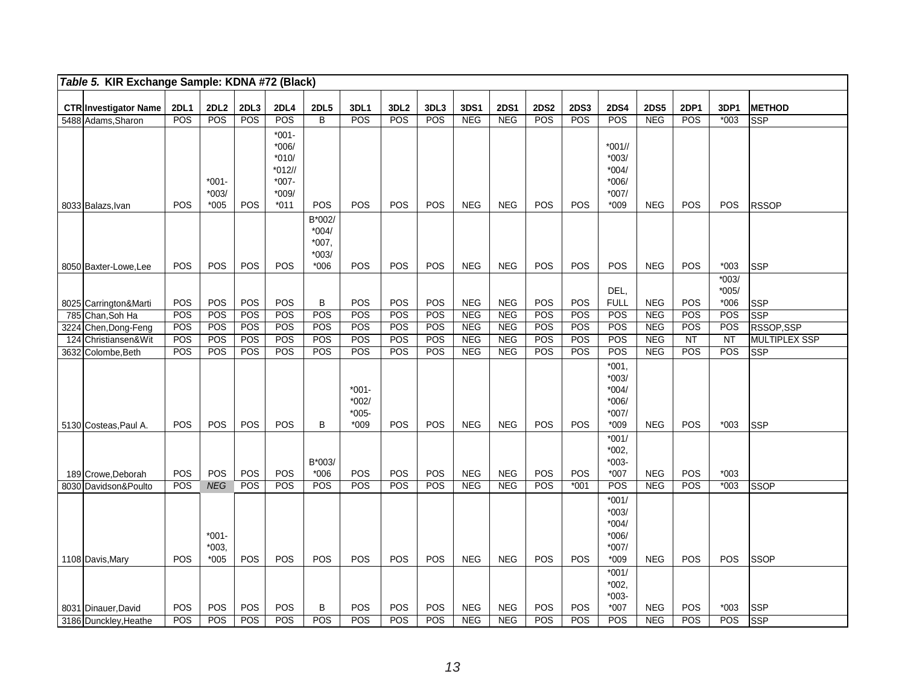*Table 5.* **KIR Exchange Sample: KDNA #72 (Black)**

| CTR | Investigator Name | 2DL1 | 2DL2 | 2DL3 | 2DL4 | 2DL5 | 3DL1 | 3DL2 | 3DL3 | 3DS1 | 2DS1 | 2DS2 | 2DS3 | 2DS4 | 2DS5 | 2DP1 | 3DP1 | METHOD |
|---|---|---|---|---|---|---|---|---|---|---|---|---|---|---|---|---|---|---|
| 5488 | Adams,Sharon | POS | POS | POS | POS | B | POS | POS | POS | NEG | NEG | POS | POS | POS | NEG | POS | *003 | SSP |
| 8033 | Balazs,Ivan | POS | *001-*003/*005 | POS | *001-*006/*010/*012//*007-*009/*011 | POS | POS | POS | POS | NEG | NEG | POS | POS | *001//*003/*004/*006/*007/*009 | NEG | POS | POS | RSSOP |
| 8050 | Baxter-Lowe,Lee | POS | POS | POS | POS | B*002/*004/*007,*003/*006 | POS | POS | POS | NEG | NEG | POS | POS | POS | NEG | POS | *003 | SSP |
| 8025 | Carrington&Marti | POS | POS | POS | POS | B | POS | POS | POS | NEG | NEG | POS | POS | DEL, FULL | NEG | POS | *003/*005/*006 | SSP |
| 785 | Chan,Soh Ha | POS | POS | POS | POS | POS | POS | POS | POS | NEG | NEG | POS | POS | POS | NEG | POS | POS | SSP |
| 3224 | Chen,Dong-Feng | POS | POS | POS | POS | POS | POS | POS | POS | NEG | NEG | POS | POS | POS | NEG | POS | POS | RSSOP,SSP |
| 124 | Christiansen&Wit | POS | POS | POS | POS | POS | POS | POS | POS | NEG | NEG | POS | POS | POS | NEG | NT | NT | MULTIPLEX SSP |
| 3632 | Colombe,Beth | POS | POS | POS | POS | POS | POS | POS | POS | NEG | NEG | POS | POS | POS | NEG | POS | POS | SSP |
| 5130 | Costeas,Paul A. | POS | POS | POS | POS | B | *001-*002/*005-*009 | POS | POS | NEG | NEG | POS | POS | *001,*003/*004/*006/*007/*009 | NEG | POS | *003 | SSP |
| 189 | Crowe,Deborah | POS | POS | POS | POS | B*003/*006 | POS | POS | POS | NEG | NEG | POS | POS | *001/*002,*003-*007 | NEG | POS | *003 | |
| 8030 | Davidson&Poulto | POS | *NEG* | POS | POS | POS | POS | POS | POS | NEG | NEG | POS | *001 | POS | NEG | POS | *003 | SSOP |
| 1108 | Davis,Mary | POS | *001-*003,*005 | POS | POS | POS | POS | POS | POS | NEG | NEG | POS | POS | *001/*003/*004/*006/*007/*009 | NEG | POS | POS | SSOP |
| 8031 | Dinauer,David | POS | POS | POS | POS | B | POS | POS | POS | NEG | NEG | POS | POS | *001/*002,*003-*007 | NEG | POS | *003 | SSP |
| 3186 | Dunckley,Heathe | POS | POS | POS | POS | POS | POS | POS | POS | NEG | NEG | POS | POS | POS | NEG | POS | POS | SSP |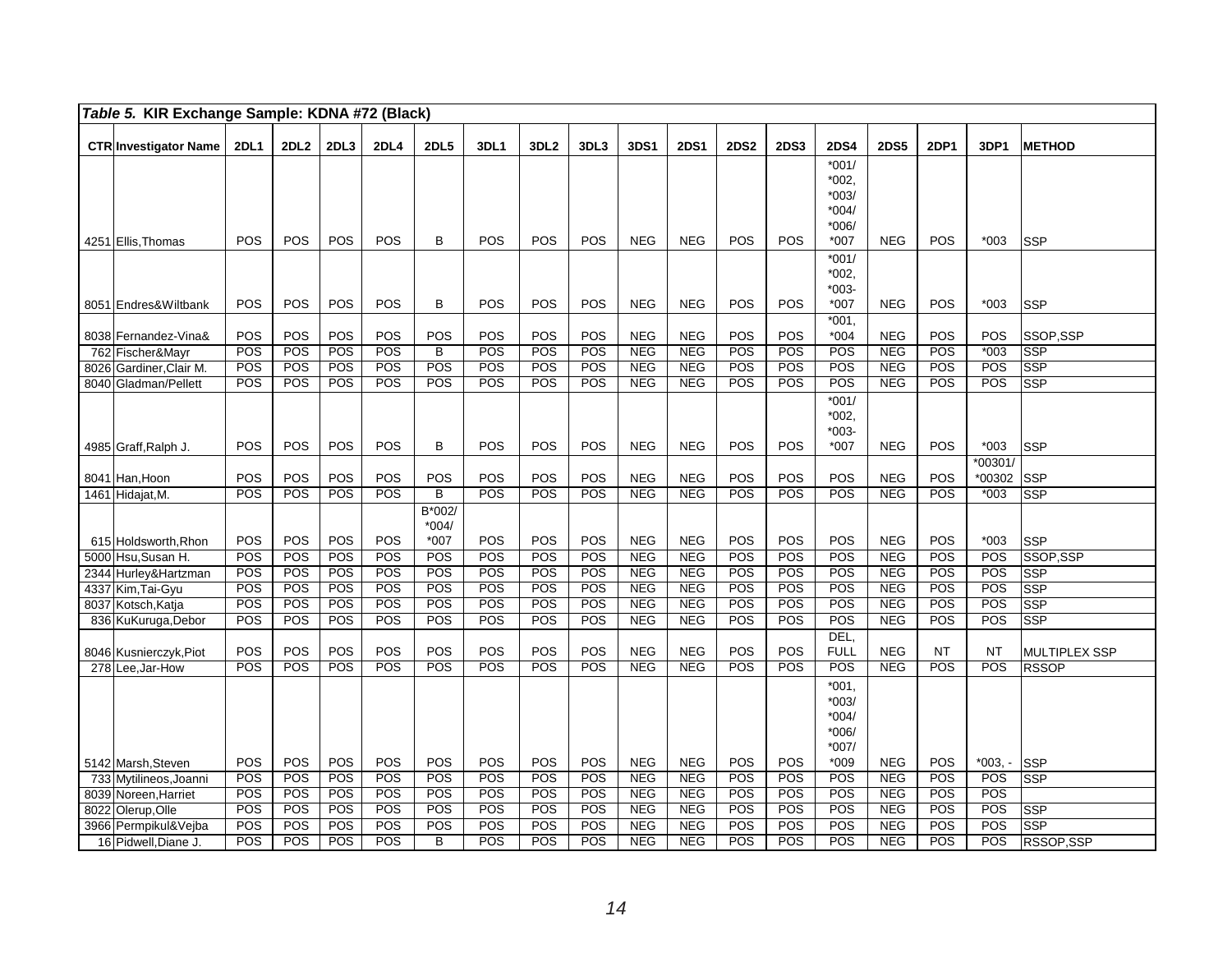*Table 5. KIR Exchange Sample: KDNA #72 (Black)*

| CTR | Investigator Name | 2DL1 | 2DL2 | 2DL3 | 2DL4 | 2DL5 | 3DL1 | 3DL2 | 3DL3 | 3DS1 | 2DS1 | 2DS2 | 2DS3 | 2DS4 | 2DS5 | 2DP1 | 3DP1 | METHOD |
|---|---|---|---|---|---|---|---|---|---|---|---|---|---|---|---|---|---|---|
| 4251 | Ellis,Thomas | POS | POS | POS | POS | B | POS | POS | POS | NEG | NEG | POS | POS | *001/ *002, *003/ *004/ *006/ *007 | NEG | POS | *003 | SSP |
| 8051 | Endres&Wiltbank | POS | POS | POS | POS | B | POS | POS | POS | NEG | NEG | POS | POS | *001/ *002, *003- *007 | NEG | POS | *003 | SSP |
| 8038 | Fernandez-Vina& | POS | POS | POS | POS | POS | POS | POS | POS | NEG | NEG | POS | POS | *001, *004 | NEG | POS | POS | SSOP,SSP |
| 762 | Fischer&Mayr | POS | POS | POS | POS | B | POS | POS | POS | NEG | NEG | POS | POS | POS | NEG | POS | *003 | SSP |
| 8026 | Gardiner,Clair M. | POS | POS | POS | POS | POS | POS | POS | POS | NEG | NEG | POS | POS | POS | NEG | POS | POS | SSP |
| 8040 | Gladman/Pellett | POS | POS | POS | POS | POS | POS | POS | POS | NEG | NEG | POS | POS | POS | NEG | POS | POS | SSP |
| 4985 | Graff,Ralph J. | POS | POS | POS | POS | B | POS | POS | POS | NEG | NEG | POS | POS | *001/ *002, *003- *007 | NEG | POS | *003 | SSP |
| 8041 | Han,Hoon | POS | POS | POS | POS | POS | POS | POS | POS | NEG | NEG | POS | POS | POS | NEG | POS | *00301/ *00302 | SSP |
| 1461 | Hidajat,M. | POS | POS | POS | POS | B | POS | POS | POS | NEG | NEG | POS | POS | POS | NEG | POS | *003 | SSP |
| 615 | Holdsworth,Rhon | POS | POS | POS | POS | B*002/ *004/ *007 | POS | POS | POS | NEG | NEG | POS | POS | POS | NEG | POS | *003 | SSP |
| 5000 | Hsu,Susan H. | POS | POS | POS | POS | POS | POS | POS | POS | NEG | NEG | POS | POS | POS | NEG | POS | POS | SSOP,SSP |
| 2344 | Hurley&Hartzman | POS | POS | POS | POS | POS | POS | POS | POS | NEG | NEG | POS | POS | POS | NEG | POS | POS | SSP |
| 4337 | Kim,Tai-Gyu | POS | POS | POS | POS | POS | POS | POS | POS | NEG | NEG | POS | POS | POS | NEG | POS | POS | SSP |
| 8037 | Kotsch,Katja | POS | POS | POS | POS | POS | POS | POS | POS | NEG | NEG | POS | POS | POS | NEG | POS | POS | SSP |
| 836 | KuKuruga,Debor | POS | POS | POS | POS | POS | POS | POS | POS | NEG | NEG | POS | POS | POS | NEG | POS | POS | SSP |
| 8046 | Kusnierczyk,Piot | POS | POS | POS | POS | POS | POS | POS | POS | NEG | NEG | POS | POS | DEL, FULL | NEG | NT | NT | MULTIPLEX SSP |
| 278 | Lee,Jar-How | POS | POS | POS | POS | POS | POS | POS | POS | NEG | NEG | POS | POS | POS | NEG | POS | POS | RSSOP |
| 5142 | Marsh,Steven | POS | POS | POS | POS | POS | POS | POS | POS | NEG | NEG | POS | POS | *001, *003/ *004/ *006/ *007/ *009 | NEG | POS | *003, - | SSP |
| 733 | Mytilineos,Joanni | POS | POS | POS | POS | POS | POS | POS | POS | NEG | NEG | POS | POS | POS | NEG | POS | POS | SSP |
| 8039 | Noreen,Harriet | POS | POS | POS | POS | POS | POS | POS | POS | NEG | NEG | POS | POS | POS | NEG | POS | POS | |
| 8022 | Olerup,Olle | POS | POS | POS | POS | POS | POS | POS | POS | NEG | NEG | POS | POS | POS | NEG | POS | POS | SSP |
| 3966 | Permpikul&Vejba | POS | POS | POS | POS | POS | POS | POS | POS | NEG | NEG | POS | POS | POS | NEG | POS | POS | SSP |
| 16 | Pidwell,Diane J. | POS | POS | POS | POS | B | POS | POS | POS | NEG | NEG | POS | POS | POS | NEG | POS | POS | RSSOP,SSP |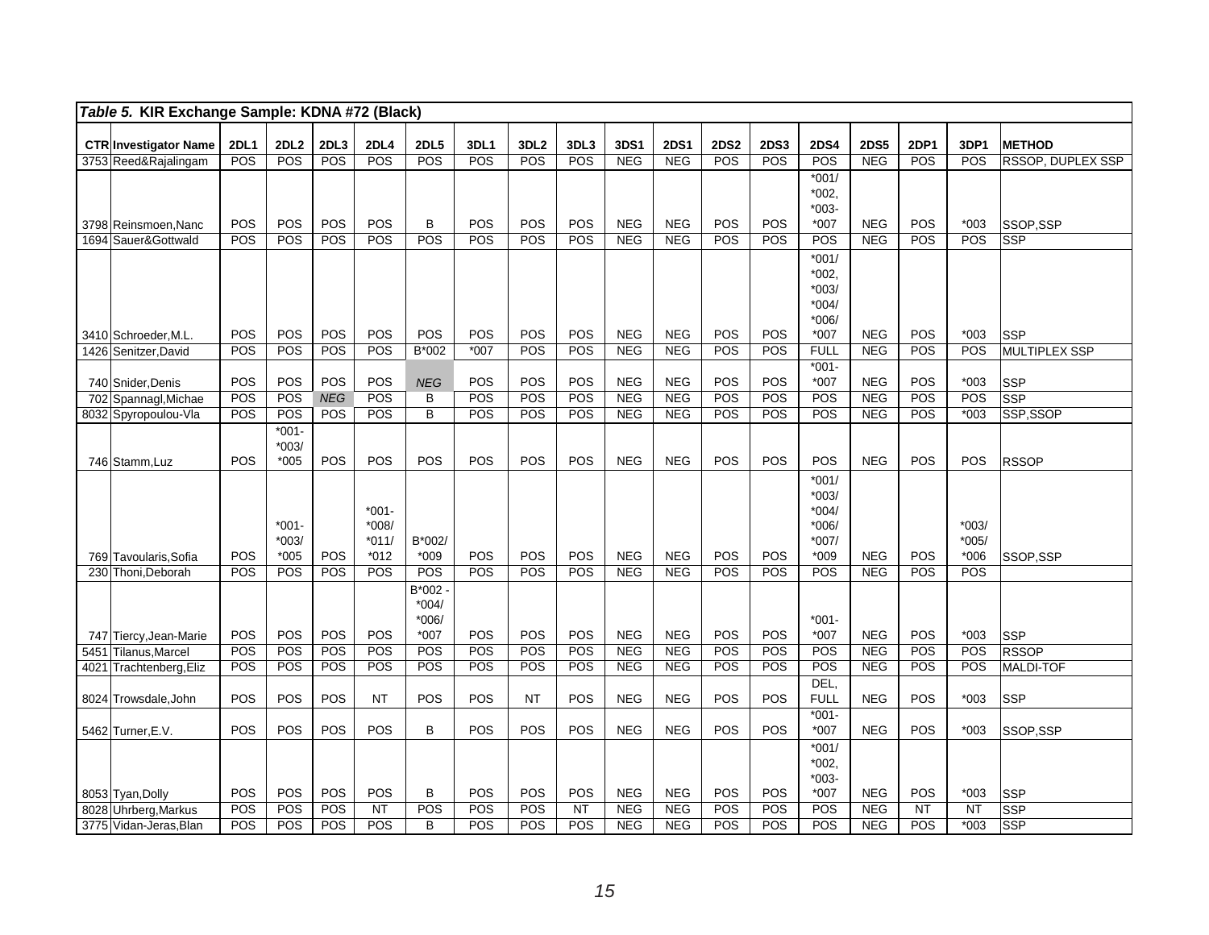*Table 5.* **KIR Exchange Sample: KDNA #72 (Black)**

| CTR | Investigator Name | 2DL1 | 2DL2 | 2DL3 | 2DL4 | 2DL5 | 3DL1 | 3DL2 | 3DL3 | 3DS1 | 2DS1 | 2DS2 | 2DS3 | 2DS4 | 2DS5 | 2DP1 | 3DP1 | METHOD |
|---|---|---|---|---|---|---|---|---|---|---|---|---|---|---|---|---|---|---|
| 3753 | Reed&Rajalingam | POS | POS | POS | POS | POS | POS | POS | POS | NEG | NEG | POS | POS | POS | NEG | POS | POS | RSSOP, DUPLEX SSP |
| 3798 | Reinsmoen,Nanc | POS | POS | POS | POS | B | POS | POS | POS | NEG | NEG | POS | POS | *001/ *002, *003- *007 | NEG | POS | *003 | SSOP,SSP |
| 1694 | Sauer&Gottwald | POS | POS | POS | POS | POS | POS | POS | POS | NEG | NEG | POS | POS | POS | NEG | POS | POS | SSP |
| 3410 | Schroeder,M.L. | POS | POS | POS | POS | POS | POS | POS | POS | NEG | NEG | POS | POS | *001/ *002, *003/ *004/ *006/ *007 | NEG | POS | *003 | SSP |
| 1426 | Senitzer,David | POS | POS | POS | POS | B*002 | *007 | POS | POS | NEG | NEG | POS | POS | FULL | NEG | POS | POS | MULTIPLEX SSP |
| 740 | Snider,Denis | POS | POS | POS | POS | *NEG* | POS | POS | POS | NEG | NEG | POS | POS | *001- *007 | NEG | POS | *003 | SSP |
| 702 | Spannagl,Michae | POS | POS | *NEG* | POS | B | POS | POS | POS | NEG | NEG | POS | POS | POS | NEG | POS | POS | SSP |
| 8032 | Spyropoulou-Vla | POS | POS | POS | POS | B | POS | POS | POS | NEG | NEG | POS | POS | POS | NEG | POS | *003 | SSP,SSOP |
| 746 | Stamm,Luz | POS | *001- *003/ *005 | POS | POS | POS | POS | POS | POS | NEG | NEG | POS | POS | POS | NEG | POS | POS | RSSOP |
| 769 | Tavoularis,Sofia | POS | *001- *003/ *005 | POS | *001- *008/ *011/ *012 | B*002/ *009 | POS | POS | POS | NEG | NEG | POS | POS | *001/ *003/ *004/ *006/ *007/ *009 | NEG | POS | *003/ *005/ *006 | SSOP,SSP |
| 230 | Thoni,Deborah | POS | POS | POS | POS | POS | POS | POS | POS | NEG | NEG | POS | POS | POS | NEG | POS | POS | |
| 747 | Tiercy,Jean-Marie | POS | POS | POS | POS | B*002 - *004/ *006/ *007 | POS | POS | POS | NEG | NEG | POS | POS | *001- *007 | NEG | POS | *003 | SSP |
| 5451 | Tilanus,Marcel | POS | POS | POS | POS | POS | POS | POS | POS | NEG | NEG | POS | POS | POS | NEG | POS | POS | RSSOP |
| 4021 | Trachtenberg,Eliz | POS | POS | POS | POS | POS | POS | POS | POS | NEG | NEG | POS | POS | POS | NEG | POS | POS | MALDI-TOF |
| 8024 | Trowsdale,John | POS | POS | POS | NT | POS | POS | NT | POS | NEG | NEG | POS | POS | DEL, FULL | NEG | POS | *003 | SSP |
| 5462 | Turner,E.V. | POS | POS | POS | POS | B | POS | POS | POS | NEG | NEG | POS | POS | *001- *007 | NEG | POS | *003 | SSOP,SSP |
| 8053 | Tyan,Dolly | POS | POS | POS | POS | B | POS | POS | POS | NEG | NEG | POS | POS | *001/ *002, *003- *007 | NEG | POS | *003 | SSP |
| 8028 | Uhrberg,Markus | POS | POS | POS | NT | POS | POS | POS | NT | NEG | NEG | POS | POS | POS | NEG | NT | NT | SSP |
| 3775 | Vidan-Jeras,Blan | POS | POS | POS | POS | B | POS | POS | POS | NEG | NEG | POS | POS | POS | NEG | POS | *003 | SSP |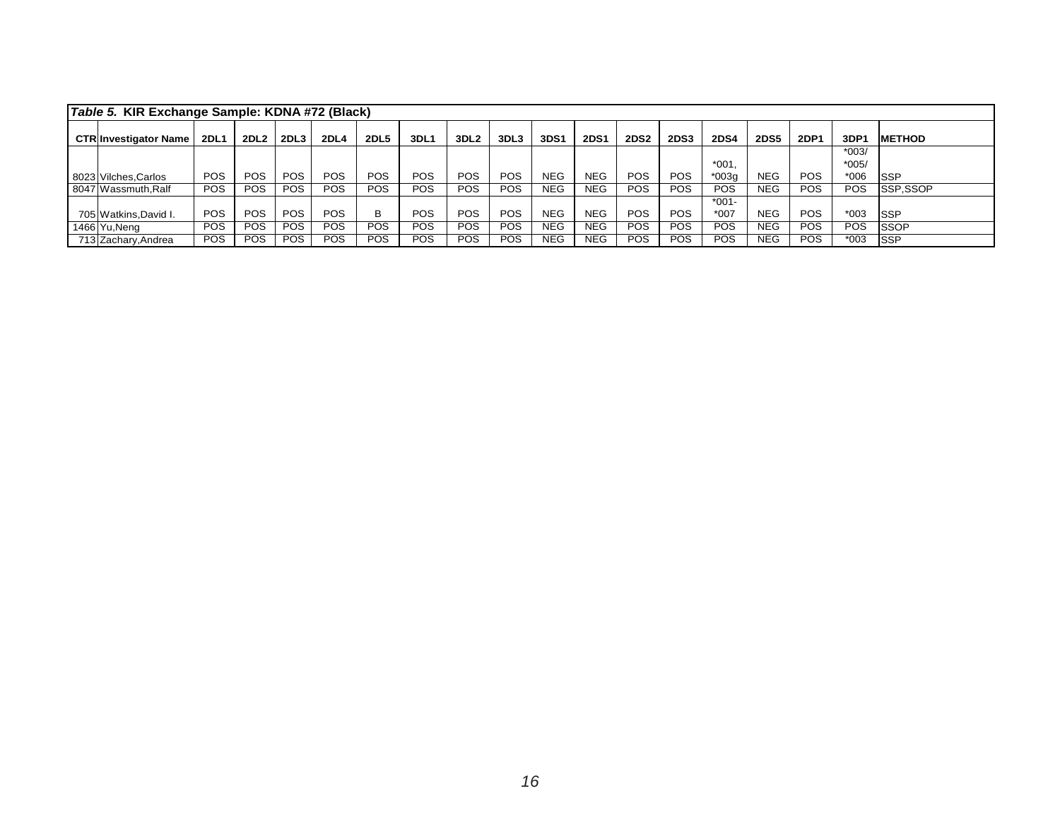| Table 5. KIR Exchange Sample: KDNA #72 (Black) | | | | | | | | | | | | | | | | | | | |
|---|---|---|---|---|---|---|---|---|---|---|---|---|---|---|---|---|---|---|---|
| CTR | Investigator Name | 2DL1 | 2DL2 | 2DL3 | 2DL4 | 2DL5 | 3DL1 | 3DL2 | 3DL3 | 3DS1 | 2DS1 | 2DS2 | 2DS3 | 2DS4 | 2DS5 | 2DP1 | 3DP1 | METHOD |
| 8023 | Vilches,Carlos | POS | POS | POS | POS | POS | POS | POS | POS | NEG | NEG | POS | POS | *001, *003g | NEG | POS | *003/ *005/ *006 | SSP |
| 8047 | Wassmuth,Ralf | POS | POS | POS | POS | POS | POS | POS | POS | NEG | NEG | POS | POS | POS | NEG | POS | POS | SSP,SSOP |
| 705 | Watkins,David I. | POS | POS | POS | POS | B | POS | POS | POS | NEG | NEG | POS | POS | *001- *007 | NEG | POS | *003 | SSP |
| 1466 | Yu,Neng | POS | POS | POS | POS | POS | POS | POS | POS | NEG | NEG | POS | POS | POS | NEG | POS | POS | SSOP |
| 713 | Zachary,Andrea | POS | POS | POS | POS | POS | POS | POS | POS | NEG | NEG | POS | POS | POS | NEG | POS | *003 | SSP |